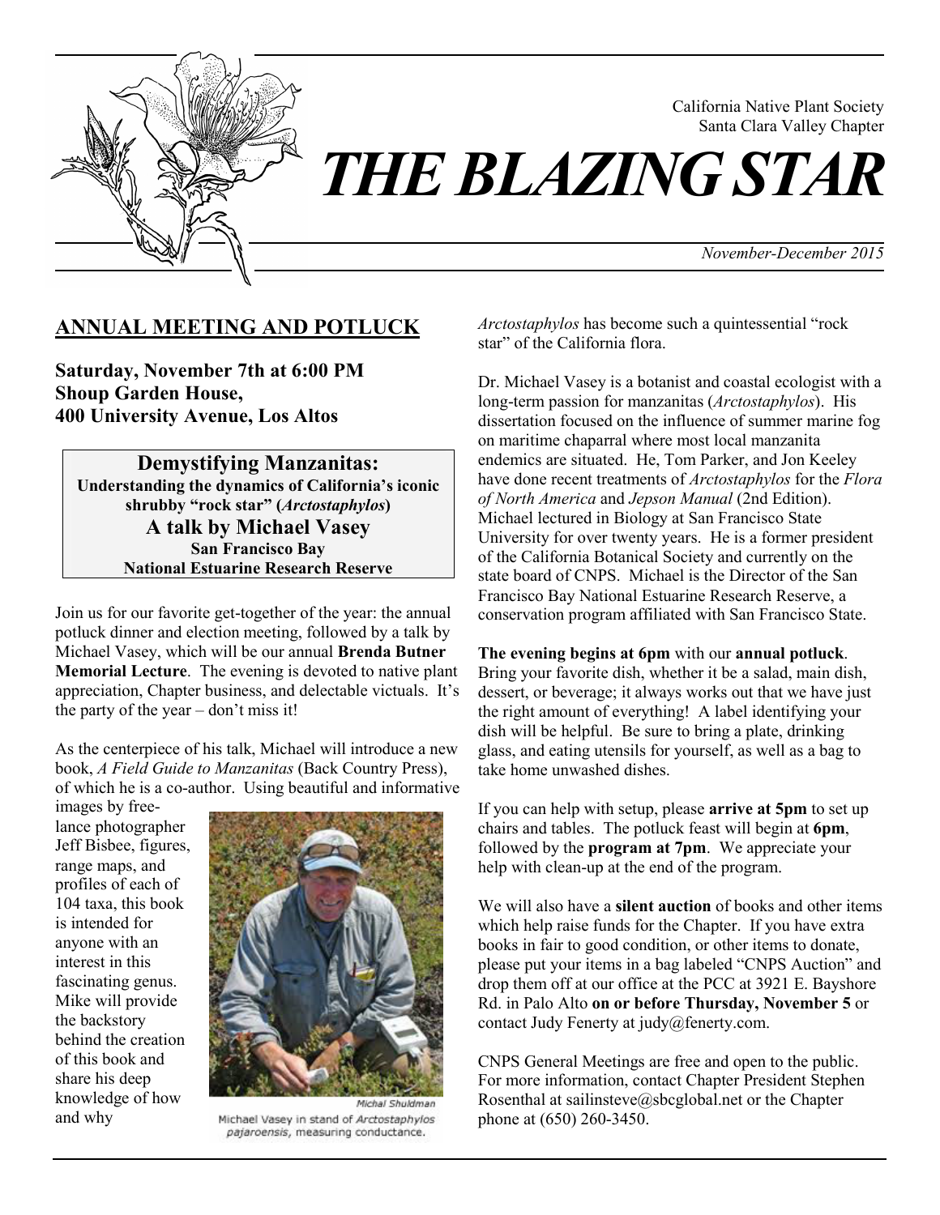California Native Plant Society
Santa Clara Valley Chapter

# THE BLAZING STAR

*November-December 2015*

## ANNUAL MEETING AND POTLUCK

**Saturday, November 7th at 6:00 PM**
**Shoup Garden House,**
**400 University Avenue, Los Altos**

**Demystifying Manzanitas:**
**Understanding the dynamics of California's iconic shrubby "rock star" (*Arctostaphylos*)**
**A talk by Michael Vasey**
**San Francisco Bay**
**National Estuarine Research Reserve**

Join us for our favorite get-together of the year: the annual potluck dinner and election meeting, followed by a talk by Michael Vasey, which will be our annual **Brenda Butner Memorial Lecture**. The evening is devoted to native plant appreciation, Chapter business, and delectable victuals. It's the party of the year – don't miss it!

As the centerpiece of his talk, Michael will introduce a new book, *A Field Guide to Manzanitas* (Back Country Press), of which he is a co-author. Using beautiful and informative images by free-lance photographer Jeff Bisbee, figures, range maps, and profiles of each of 104 taxa, this book is intended for anyone with an interest in this fascinating genus. Mike will provide the backstory behind the creation of this book and share his deep knowledge of how and why *Arctostaphylos* has become such a quintessential "rock star" of the California flora.

Michal Shuldman
Michael Vasey in stand of *Arctostaphylos pajaroensis*, measuring conductance.

Dr. Michael Vasey is a botanist and coastal ecologist with a long-term passion for manzanitas (*Arctostaphylos*). His dissertation focused on the influence of summer marine fog on maritime chaparral where most local manzanita endemics are situated. He, Tom Parker, and Jon Keeley have done recent treatments of *Arctostaphylos* for the *Flora of North America* and *Jepson Manual* (2nd Edition). Michael lectured in Biology at San Francisco State University for over twenty years. He is a former president of the California Botanical Society and currently on the state board of CNPS. Michael is the Director of the San Francisco Bay National Estuarine Research Reserve, a conservation program affiliated with San Francisco State.

**The evening begins at 6pm** with our **annual potluck**. Bring your favorite dish, whether it be a salad, main dish, dessert, or beverage; it always works out that we have just the right amount of everything! A label identifying your dish will be helpful. Be sure to bring a plate, drinking glass, and eating utensils for yourself, as well as a bag to take home unwashed dishes.

If you can help with setup, please **arrive at 5pm** to set up chairs and tables. The potluck feast will begin at **6pm**, followed by the **program at 7pm**. We appreciate your help with clean-up at the end of the program.

We will also have a **silent auction** of books and other items which help raise funds for the Chapter. If you have extra books in fair to good condition, or other items to donate, please put your items in a bag labeled "CNPS Auction" and drop them off at our office at the PCC at 3921 E. Bayshore Rd. in Palo Alto **on or before Thursday, November 5** or contact Judy Fenerty at judy@fenerty.com.

CNPS General Meetings are free and open to the public. For more information, contact Chapter President Stephen Rosenthal at sailinsteve@sbcglobal.net or the Chapter phone at (650) 260-3450.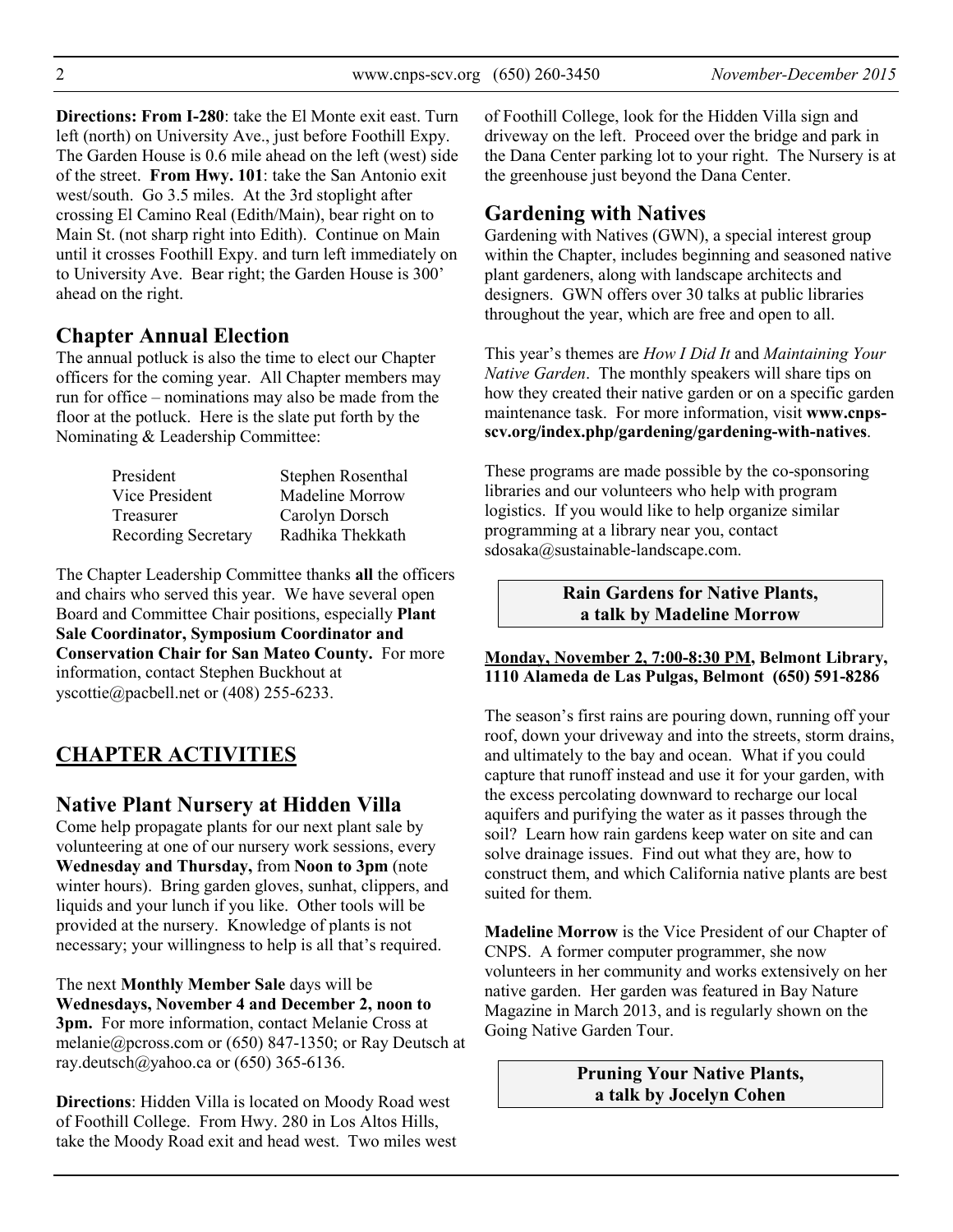**Directions: From I-280**: take the El Monte exit east. Turn left (north) on University Ave., just before Foothill Expy. The Garden House is 0.6 mile ahead on the left (west) side of the street. **From Hwy. 101**: take the San Antonio exit west/south. Go 3.5 miles. At the 3rd stoplight after crossing El Camino Real (Edith/Main), bear right on to Main St. (not sharp right into Edith). Continue on Main until it crosses Foothill Expy. and turn left immediately on to University Ave. Bear right; the Garden House is 300' ahead on the right.

## Chapter Annual Election

The annual potluck is also the time to elect our Chapter officers for the coming year. All Chapter members may run for office – nominations may also be made from the floor at the potluck. Here is the slate put forth by the Nominating & Leadership Committee:

| | |
|---|---|
| President | Stephen Rosenthal |
| Vice President | Madeline Morrow |
| Treasurer | Carolyn Dorsch |
| Recording Secretary | Radhika Thekkath |

The Chapter Leadership Committee thanks **all** the officers and chairs who served this year. We have several open Board and Committee Chair positions, especially **Plant Sale Coordinator, Symposium Coordinator and Conservation Chair for San Mateo County.** For more information, contact Stephen Buckhout at yscottie@pacbell.net or (408) 255-6233.

# CHAPTER ACTIVITIES

## Native Plant Nursery at Hidden Villa

Come help propagate plants for our next plant sale by volunteering at one of our nursery work sessions, every **Wednesday and Thursday,** from **Noon to 3pm** (note winter hours). Bring garden gloves, sunhat, clippers, and liquids and your lunch if you like. Other tools will be provided at the nursery. Knowledge of plants is not necessary; your willingness to help is all that's required.

The next **Monthly Member Sale** days will be **Wednesdays, November 4 and December 2, noon to 3pm.** For more information, contact Melanie Cross at melanie@pcross.com or (650) 847-1350; or Ray Deutsch at ray.deutsch@yahoo.ca or (650) 365-6136.

**Directions**: Hidden Villa is located on Moody Road west of Foothill College. From Hwy. 280 in Los Altos Hills, take the Moody Road exit and head west. Two miles west of Foothill College, look for the Hidden Villa sign and driveway on the left. Proceed over the bridge and park in the Dana Center parking lot to your right. The Nursery is at the greenhouse just beyond the Dana Center.

## Gardening with Natives

Gardening with Natives (GWN), a special interest group within the Chapter, includes beginning and seasoned native plant gardeners, along with landscape architects and designers. GWN offers over 30 talks at public libraries throughout the year, which are free and open to all.

This year's themes are *How I Did It* and *Maintaining Your Native Garden*. The monthly speakers will share tips on how they created their native garden or on a specific garden maintenance task. For more information, visit **www.cnps-scv.org/index.php/gardening/gardening-with-natives**.

These programs are made possible by the co-sponsoring libraries and our volunteers who help with program logistics. If you would like to help organize similar programming at a library near you, contact sdosaka@sustainable-landscape.com.

### Rain Gardens for Native Plants, a talk by Madeline Morrow

**Monday, November 2, 7:00-8:30 PM, Belmont Library, 1110 Alameda de Las Pulgas, Belmont (650) 591-8286**

The season's first rains are pouring down, running off your roof, down your driveway and into the streets, storm drains, and ultimately to the bay and ocean. What if you could capture that runoff instead and use it for your garden, with the excess percolating downward to recharge our local aquifers and purifying the water as it passes through the soil? Learn how rain gardens keep water on site and can solve drainage issues. Find out what they are, how to construct them, and which California native plants are best suited for them.

**Madeline Morrow** is the Vice President of our Chapter of CNPS. A former computer programmer, she now volunteers in her community and works extensively on her native garden. Her garden was featured in Bay Nature Magazine in March 2013, and is regularly shown on the Going Native Garden Tour.

### Pruning Your Native Plants, a talk by Jocelyn Cohen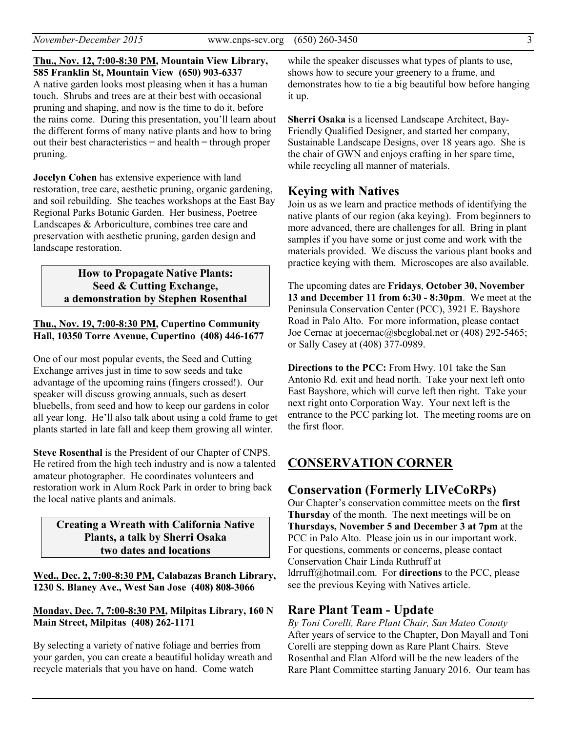**Thu., Nov. 12, 7:00-8:30 PM, Mountain View Library, 585 Franklin St, Mountain View (650) 903-6337**

A native garden looks most pleasing when it has a human touch. Shrubs and trees are at their best with occasional pruning and shaping, and now is the time to do it, before the rains come. During this presentation, you'll learn about the different forms of many native plants and how to bring out their best characteristics – and health – through proper pruning.

**Jocelyn Cohen** has extensive experience with land restoration, tree care, aesthetic pruning, organic gardening, and soil rebuilding. She teaches workshops at the East Bay Regional Parks Botanic Garden. Her business, Poetree Landscapes & Arboriculture, combines tree care and preservation with aesthetic pruning, garden design and landscape restoration.

**How to Propagate Native Plants: Seed & Cutting Exchange, a demonstration by Stephen Rosenthal**

**Thu., Nov. 19, 7:00-8:30 PM, Cupertino Community Hall, 10350 Torre Avenue, Cupertino (408) 446-1677**

One of our most popular events, the Seed and Cutting Exchange arrives just in time to sow seeds and take advantage of the upcoming rains (fingers crossed!). Our speaker will discuss growing annuals, such as desert bluebells, from seed and how to keep our gardens in color all year long. He'll also talk about using a cold frame to get plants started in late fall and keep them growing all winter.

**Steve Rosenthal** is the President of our Chapter of CNPS. He retired from the high tech industry and is now a talented amateur photographer. He coordinates volunteers and restoration work in Alum Rock Park in order to bring back the local native plants and animals.

**Creating a Wreath with California Native Plants, a talk by Sherri Osaka two dates and locations**

**Wed., Dec. 2, 7:00-8:30 PM, Calabazas Branch Library, 1230 S. Blaney Ave., West San Jose (408) 808-3066**

**Monday, Dec. 7, 7:00-8:30 PM, Milpitas Library, 160 N Main Street, Milpitas (408) 262-1171**

By selecting a variety of native foliage and berries from your garden, you can create a beautiful holiday wreath and recycle materials that you have on hand. Come watch while the speaker discusses what types of plants to use, shows how to secure your greenery to a frame, and demonstrates how to tie a big beautiful bow before hanging it up.

**Sherri Osaka** is a licensed Landscape Architect, Bay-Friendly Qualified Designer, and started her company, Sustainable Landscape Designs, over 18 years ago. She is the chair of GWN and enjoys crafting in her spare time, while recycling all manner of materials.

## Keying with Natives

Join us as we learn and practice methods of identifying the native plants of our region (aka keying). From beginners to more advanced, there are challenges for all. Bring in plant samples if you have some or just come and work with the materials provided. We discuss the various plant books and practice keying with them. Microscopes are also available.

The upcoming dates are **Fridays**, **October 30, November 13 and December 11 from 6:30 - 8:30pm**. We meet at the Peninsula Conservation Center (PCC), 3921 E. Bayshore Road in Palo Alto. For more information, please contact Joe Cernac at joecernac@sbcglobal.net or (408) 292-5465; or Sally Casey at (408) 377-0989.

**Directions to the PCC:** From Hwy. 101 take the San Antonio Rd. exit and head north. Take your next left onto East Bayshore, which will curve left then right. Take your next right onto Corporation Way. Your next left is the entrance to the PCC parking lot. The meeting rooms are on the first floor.

# CONSERVATION CORNER

## Conservation (Formerly LIVeCoRPs)

Our Chapter's conservation committee meets on the **first Thursday** of the month. The next meetings will be on **Thursdays, November 5 and December 3 at 7pm** at the PCC in Palo Alto. Please join us in our important work. For questions, comments or concerns, please contact Conservation Chair Linda Ruthruff at ldrruff@hotmail.com. For **directions** to the PCC, please see the previous Keying with Natives article.

## Rare Plant Team - Update

*By Toni Corelli, Rare Plant Chair, San Mateo County*

After years of service to the Chapter, Don Mayall and Toni Corelli are stepping down as Rare Plant Chairs. Steve Rosenthal and Elan Alford will be the new leaders of the Rare Plant Committee starting January 2016. Our team has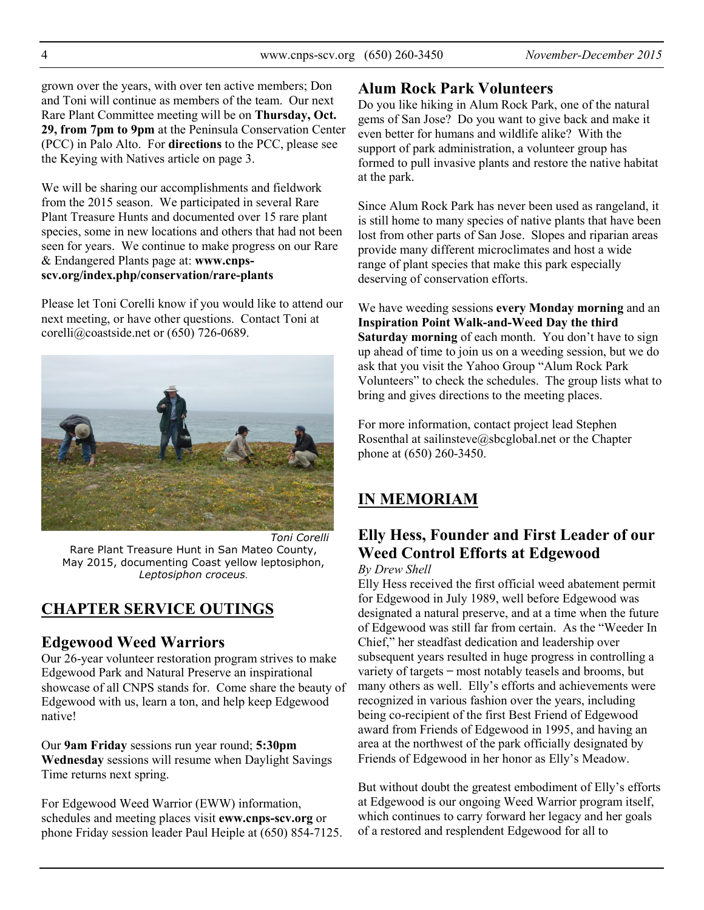grown over the years, with over ten active members; Don and Toni will continue as members of the team. Our next Rare Plant Committee meeting will be on **Thursday, Oct. 29, from 7pm to 9pm** at the Peninsula Conservation Center (PCC) in Palo Alto. For **directions** to the PCC, please see the Keying with Natives article on page 3.

We will be sharing our accomplishments and fieldwork from the 2015 season. We participated in several Rare Plant Treasure Hunts and documented over 15 rare plant species, some in new locations and others that had not been seen for years. We continue to make progress on our Rare & Endangered Plants page at: **www.cnps-scv.org/index.php/conservation/rare-plants**

Please let Toni Corelli know if you would like to attend our next meeting, or have other questions. Contact Toni at corelli@coastside.net or (650) 726-0689.

*Toni Corelli*

Rare Plant Treasure Hunt in San Mateo County, May 2015, documenting Coast yellow leptosiphon, *Leptosiphon croceus*.

## CHAPTER SERVICE OUTINGS

### Edgewood Weed Warriors

Our 26-year volunteer restoration program strives to make Edgewood Park and Natural Preserve an inspirational showcase of all CNPS stands for. Come share the beauty of Edgewood with us, learn a ton, and help keep Edgewood native!

Our **9am Friday** sessions run year round; **5:30pm Wednesday** sessions will resume when Daylight Savings Time returns next spring.

For Edgewood Weed Warrior (EWW) information, schedules and meeting places visit **eww.cnps-scv.org** or phone Friday session leader Paul Heiple at (650) 854-7125.

### Alum Rock Park Volunteers

Do you like hiking in Alum Rock Park, one of the natural gems of San Jose? Do you want to give back and make it even better for humans and wildlife alike? With the support of park administration, a volunteer group has formed to pull invasive plants and restore the native habitat at the park.

Since Alum Rock Park has never been used as rangeland, it is still home to many species of native plants that have been lost from other parts of San Jose. Slopes and riparian areas provide many different microclimates and host a wide range of plant species that make this park especially deserving of conservation efforts.

We have weeding sessions **every Monday morning** and an **Inspiration Point Walk-and-Weed Day the third Saturday morning** of each month. You don't have to sign up ahead of time to join us on a weeding session, but we do ask that you visit the Yahoo Group "Alum Rock Park Volunteers" to check the schedules. The group lists what to bring and gives directions to the meeting places.

For more information, contact project lead Stephen Rosenthal at sailinsteve@sbcglobal.net or the Chapter phone at (650) 260-3450.

## IN MEMORIAM

### Elly Hess, Founder and First Leader of our Weed Control Efforts at Edgewood

*By Drew Shell*

Elly Hess received the first official weed abatement permit for Edgewood in July 1989, well before Edgewood was designated a natural preserve, and at a time when the future of Edgewood was still far from certain. As the "Weeder In Chief," her steadfast dedication and leadership over subsequent years resulted in huge progress in controlling a variety of targets – most notably teasels and brooms, but many others as well. Elly's efforts and achievements were recognized in various fashion over the years, including being co-recipient of the first Best Friend of Edgewood award from Friends of Edgewood in 1995, and having an area at the northwest of the park officially designated by Friends of Edgewood in her honor as Elly's Meadow.

But without doubt the greatest embodiment of Elly's efforts at Edgewood is our ongoing Weed Warrior program itself, which continues to carry forward her legacy and her goals of a restored and resplendent Edgewood for all to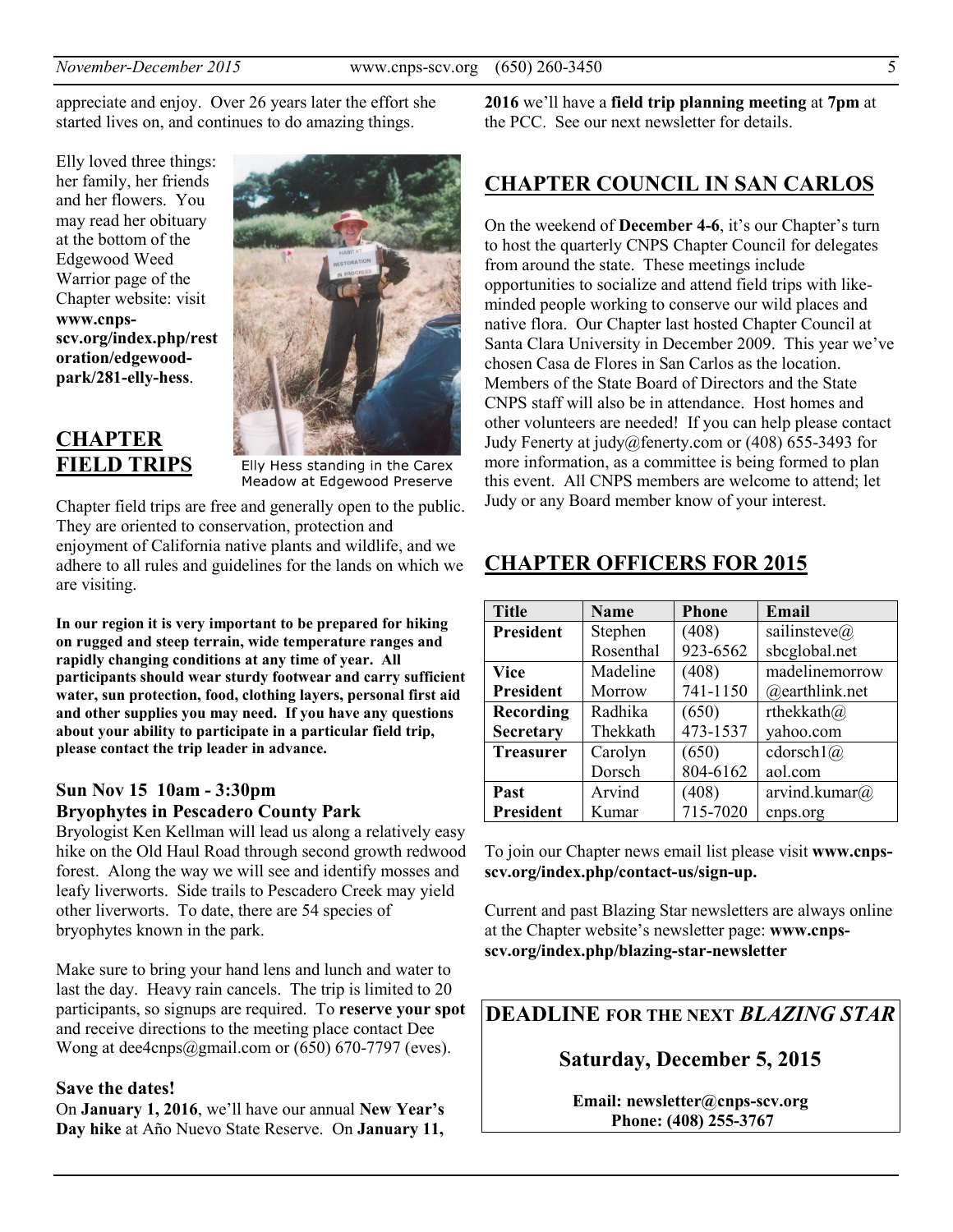appreciate and enjoy. Over 26 years later the effort she started lives on, and continues to do amazing things.

Elly loved three things: her family, her friends and her flowers. You may read her obituary at the bottom of the Edgewood Weed Warrior page of the Chapter website: visit **www.cnps-scv.org/index.php/restoration/edgewood-park/281-elly-hess**.

Elly Hess standing in the Carex Meadow at Edgewood Preserve

## CHAPTER FIELD TRIPS

Chapter field trips are free and generally open to the public. They are oriented to conservation, protection and enjoyment of California native plants and wildlife, and we adhere to all rules and guidelines for the lands on which we are visiting.

**In our region it is very important to be prepared for hiking on rugged and steep terrain, wide temperature ranges and rapidly changing conditions at any time of year. All participants should wear sturdy footwear and carry sufficient water, sun protection, food, clothing layers, personal first aid and other supplies you may need. If you have any questions about your ability to participate in a particular field trip, please contact the trip leader in advance.**

### Sun Nov 15 10am - 3:30pm
### Bryophytes in Pescadero County Park

Bryologist Ken Kellman will lead us along a relatively easy hike on the Old Haul Road through second growth redwood forest. Along the way we will see and identify mosses and leafy liverworts. Side trails to Pescadero Creek may yield other liverworts. To date, there are 54 species of bryophytes known in the park.

Make sure to bring your hand lens and lunch and water to last the day. Heavy rain cancels. The trip is limited to 20 participants, so signups are required. To **reserve your spot** and receive directions to the meeting place contact Dee Wong at dee4cnps@gmail.com or (650) 670-7797 (eves).

### Save the dates!

On **January 1, 2016**, we'll have our annual **New Year's Day hike** at Año Nuevo State Reserve. On **January 11, 2016** we'll have a **field trip planning meeting** at **7pm** at the PCC. See our next newsletter for details.

## CHAPTER COUNCIL IN SAN CARLOS

On the weekend of **December 4-6**, it's our Chapter's turn to host the quarterly CNPS Chapter Council for delegates from around the state. These meetings include opportunities to socialize and attend field trips with like-minded people working to conserve our wild places and native flora. Our Chapter last hosted Chapter Council at Santa Clara University in December 2009. This year we've chosen Casa de Flores in San Carlos as the location. Members of the State Board of Directors and the State CNPS staff will also be in attendance. Host homes and other volunteers are needed! If you can help please contact Judy Fenerty at judy@fenerty.com or (408) 655-3493 for more information, as a committee is being formed to plan this event. All CNPS members are welcome to attend; let Judy or any Board member know of your interest.

## CHAPTER OFFICERS FOR 2015

| Title | Name | Phone | Email |
|---|---|---|---|
| **President** | Stephen Rosenthal | (408) 923-6562 | sailinsteve@sbcglobal.net |
| **Vice President** | Madeline Morrow | (408) 741-1150 | madelinemorrow@earthlink.net |
| **Recording Secretary** | Radhika Thekkath | (650) 473-1537 | rthekkath@yahoo.com |
| **Treasurer** | Carolyn Dorsch | (650) 804-6162 | cdorsch1@aol.com |
| **Past President** | Arvind Kumar | (408) 715-7020 | arvind.kumar@cnps.org |

To join our Chapter news email list please visit **www.cnps-scv.org/index.php/contact-us/sign-up.**

Current and past Blazing Star newsletters are always online at the Chapter website's newsletter page: **www.cnps-scv.org/index.php/blazing-star-newsletter**

**DEADLINE FOR THE NEXT *BLAZING STAR***

**Saturday, December 5, 2015**

**Email: newsletter@cnps-scv.org**
**Phone: (408) 255-3767**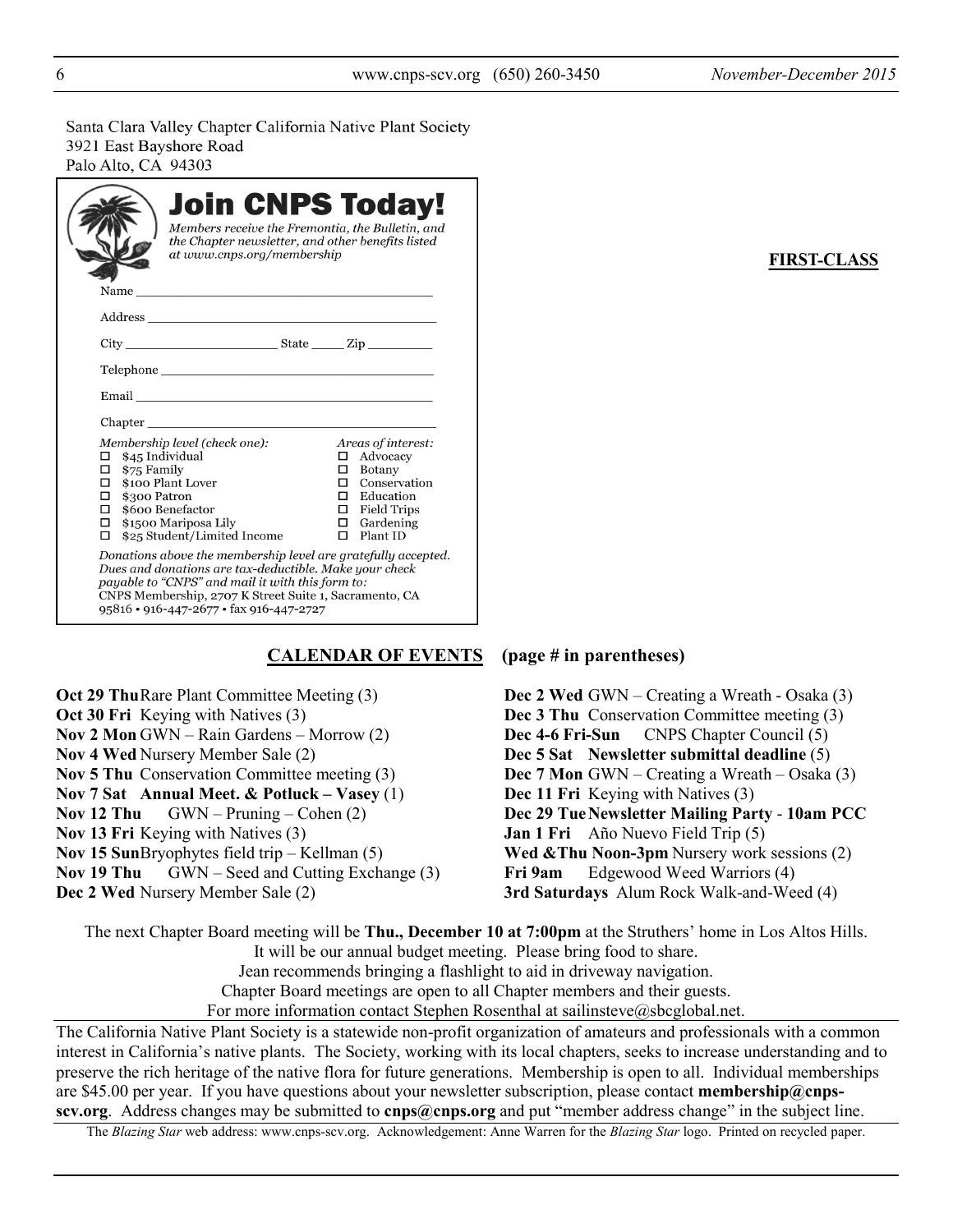Santa Clara Valley Chapter California Native Plant Society
3921 East Bayshore Road
Palo Alto, CA 94303

**FIRST-CLASS**

# Join CNPS Today!

*Members receive the Fremontia, the Bulletin, and the Chapter newsletter, and other benefits listed at www.cnps.org/membership*

Name \_\_\_\_\_\_\_\_\_\_\_\_\_\_\_\_\_\_\_\_\_\_\_\_\_\_\_\_\_\_\_\_

Address \_\_\_\_\_\_\_\_\_\_\_\_\_\_\_\_\_\_\_\_\_\_\_\_\_\_\_\_\_\_\_\_

City \_\_\_\_\_\_\_\_\_\_\_\_\_\_\_\_ State \_\_\_\_\_ Zip \_\_\_\_\_\_\_\_

Telephone \_\_\_\_\_\_\_\_\_\_\_\_\_\_\_\_\_\_\_\_\_\_\_\_\_\_\_\_\_\_\_\_

Email \_\_\_\_\_\_\_\_\_\_\_\_\_\_\_\_\_\_\_\_\_\_\_\_\_\_\_\_\_\_\_\_

Chapter \_\_\_\_\_\_\_\_\_\_\_\_\_\_\_\_\_\_\_\_\_\_\_\_\_\_\_\_\_\_\_\_

| *Membership level (check one):* | *Areas of interest:* |
|---|---|
| ☐ $45 Individual | ☐ Advocacy |
| ☐ $75 Family | ☐ Botany |
| ☐ $100 Plant Lover | ☐ Conservation |
| ☐ $300 Patron | ☐ Education |
| ☐ $600 Benefactor | ☐ Field Trips |
| ☐ $1500 Mariposa Lily | ☐ Gardening |
| ☐ $25 Student/Limited Income | ☐ Plant ID |

*Donations above the membership level are gratefully accepted. Dues and donations are tax-deductible. Make your check payable to "CNPS" and mail it with this form to:*
CNPS Membership, 2707 K Street Suite 1, Sacramento, CA 95816 • 916-447-2677 • fax 916-447-2727

## CALENDAR OF EVENTS (page # in parentheses)

**Oct 29 Thu** Rare Plant Committee Meeting (3)
**Oct 30 Fri** Keying with Natives (3)
**Nov 2 Mon** GWN – Rain Gardens – Morrow (2)
**Nov 4 Wed** Nursery Member Sale (2)
**Nov 5 Thu** Conservation Committee meeting (3)
**Nov 7 Sat Annual Meet. & Potluck – Vasey** (1)
**Nov 12 Thu** GWN – Pruning – Cohen (2)
**Nov 13 Fri** Keying with Natives (3)
**Nov 15 Sun** Bryophytes field trip – Kellman (5)
**Nov 19 Thu** GWN – Seed and Cutting Exchange (3)
**Dec 2 Wed** Nursery Member Sale (2)
**Dec 2 Wed** GWN – Creating a Wreath - Osaka (3)
**Dec 3 Thu** Conservation Committee meeting (3)
**Dec 4-6 Fri-Sun** CNPS Chapter Council (5)
**Dec 5 Sat Newsletter submittal deadline** (5)
**Dec 7 Mon** GWN – Creating a Wreath – Osaka (3)
**Dec 11 Fri** Keying with Natives (3)
**Dec 29 Tue Newsletter Mailing Party - 10am PCC**
**Jan 1 Fri** Año Nuevo Field Trip (5)
**Wed &Thu Noon-3pm** Nursery work sessions (2)
**Fri 9am** Edgewood Weed Warriors (4)
**3rd Saturdays** Alum Rock Walk-and-Weed (4)

The next Chapter Board meeting will be **Thu., December 10 at 7:00pm** at the Struthers' home in Los Altos Hills.
It will be our annual budget meeting. Please bring food to share.
Jean recommends bringing a flashlight to aid in driveway navigation.
Chapter Board meetings are open to all Chapter members and their guests.
For more information contact Stephen Rosenthal at sailinsteve@sbcglobal.net.

The California Native Plant Society is a statewide non-profit organization of amateurs and professionals with a common interest in California's native plants. The Society, working with its local chapters, seeks to increase understanding and to preserve the rich heritage of the native flora for future generations. Membership is open to all. Individual memberships are $45.00 per year. If you have questions about your newsletter subscription, please contact **membership@cnps-scv.org**. Address changes may be submitted to **cnps@cnps.org** and put "member address change" in the subject line.

The *Blazing Star* web address: www.cnps-scv.org. Acknowledgement: Anne Warren for the *Blazing Star* logo. Printed on recycled paper.